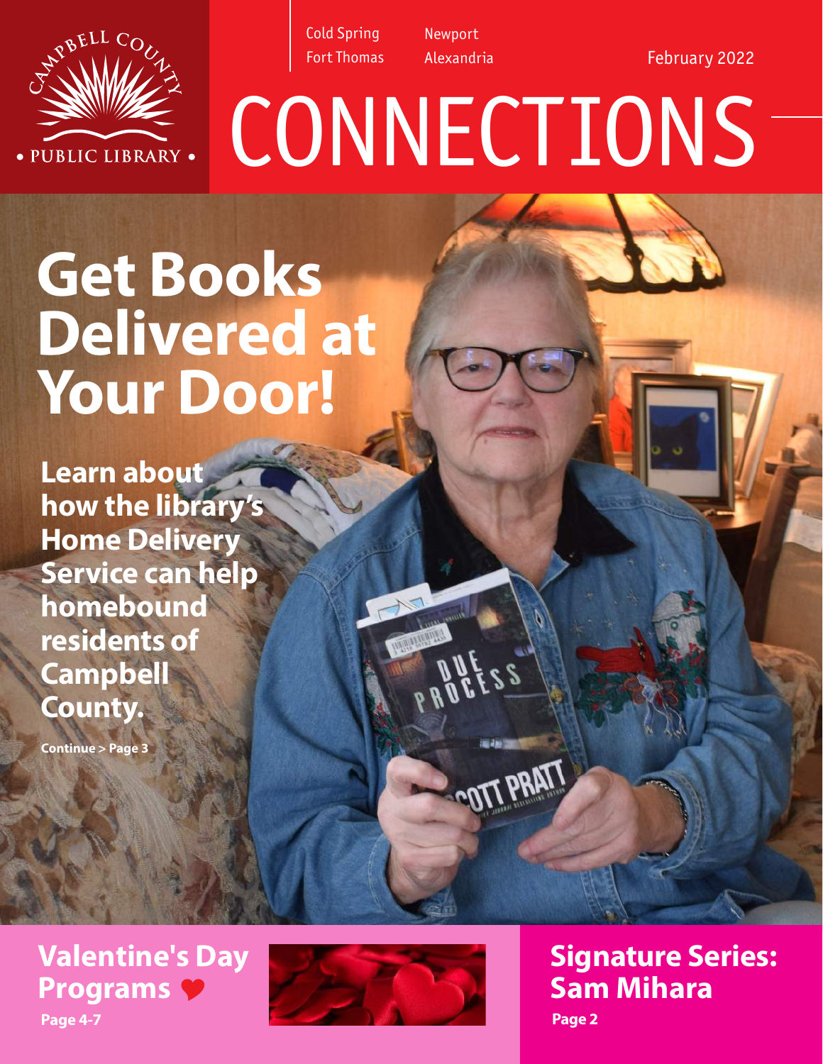Campbell County Public Library

Cold Spring
Fort Thomas

Newport
Alexandria

February 2022

# CONNECTIONS

## Get Books Delivered at Your Door!

**Learn about how the library's Home Delivery Service can help homebound residents of Campbell County.**

**Continue > Page 3**

## Valentine's Day Programs ❤

**Page 4-7**

## Signature Series: Sam Mihara

**Page 2**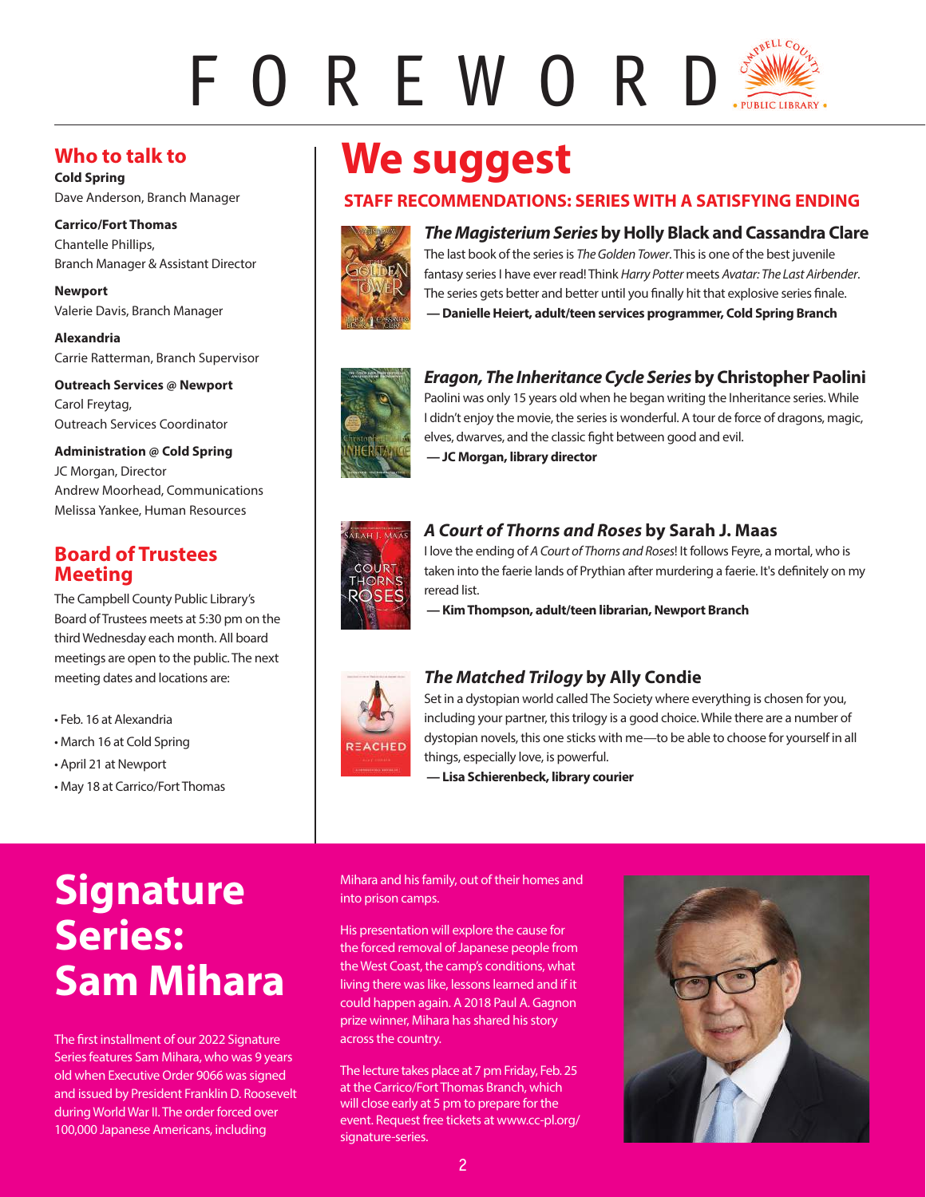# FOREWORD

## Who to talk to

**Cold Spring**
Dave Anderson, Branch Manager

**Carrico/Fort Thomas**
Chantelle Phillips,
Branch Manager & Assistant Director

**Newport**
Valerie Davis, Branch Manager

**Alexandria**
Carrie Ratterman, Branch Supervisor

**Outreach Services @ Newport**
Carol Freytag,
Outreach Services Coordinator

**Administration @ Cold Spring**
JC Morgan, Director
Andrew Moorhead, Communications
Melissa Yankee, Human Resources

## Board of Trustees Meeting

The Campbell County Public Library's Board of Trustees meets at 5:30 pm on the third Wednesday each month. All board meetings are open to the public. The next meeting dates and locations are:

- Feb. 16 at Alexandria
- March 16 at Cold Spring
- April 21 at Newport
- May 18 at Carrico/Fort Thomas

# We suggest

## STAFF RECOMMENDATIONS: SERIES WITH A SATISFYING ENDING

### *The Magisterium Series* by Holly Black and Cassandra Clare

The last book of the series is *The Golden Tower*. This is one of the best juvenile fantasy series I have ever read! Think *Harry Potter* meets *Avatar: The Last Airbender*. The series gets better and better until you finally hit that explosive series finale.
**— Danielle Heiert, adult/teen services programmer, Cold Spring Branch**

### *Eragon, The Inheritance Cycle Series* by Christopher Paolini

Paolini was only 15 years old when he began writing the Inheritance series. While I didn't enjoy the movie, the series is wonderful. A tour de force of dragons, magic, elves, dwarves, and the classic fight between good and evil.
**— JC Morgan, library director**

### *A Court of Thorns and Roses* by Sarah J. Maas

I love the ending of *A Court of Thorns and Roses*! It follows Feyre, a mortal, who is taken into the faerie lands of Prythian after murdering a faerie. It's definitely on my reread list.
**— Kim Thompson, adult/teen librarian, Newport Branch**

### *The Matched Trilogy* by Ally Condie

Set in a dystopian world called The Society where everything is chosen for you, including your partner, this trilogy is a good choice. While there are a number of dystopian novels, this one sticks with me—to be able to choose for yourself in all things, especially love, is powerful.
**— Lisa Schierenbeck, library courier**

# Signature Series: Sam Mihara

The first installment of our 2022 Signature Series features Sam Mihara, who was 9 years old when Executive Order 9066 was signed and issued by President Franklin D. Roosevelt during World War II. The order forced over 100,000 Japanese Americans, including Mihara and his family, out of their homes and into prison camps.

His presentation will explore the cause for the forced removal of Japanese people from the West Coast, the camp's conditions, what living there was like, lessons learned and if it could happen again. A 2018 Paul A. Gagnon prize winner, Mihara has shared his story across the country.

The lecture takes place at 7 pm Friday, Feb. 25 at the Carrico/Fort Thomas Branch, which will close early at 5 pm to prepare for the event. Request free tickets at www.cc-pl.org/signature-series.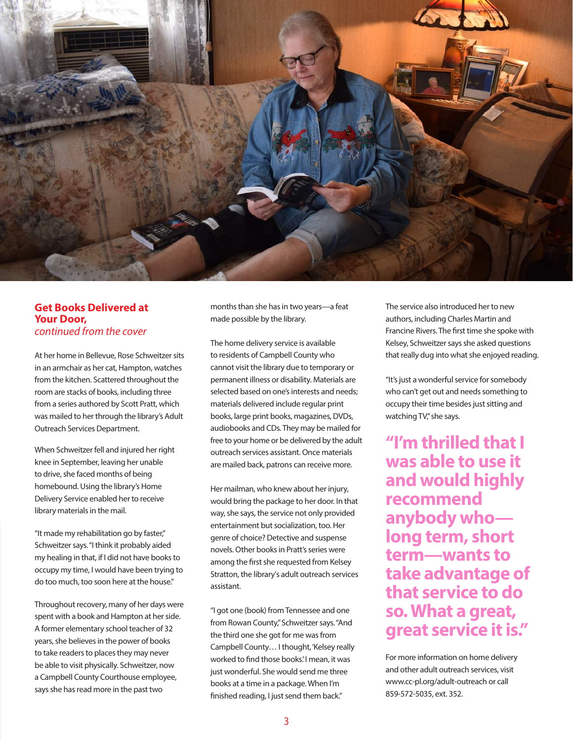## Get Books Delivered at Your Door,

*continued from the cover*

At her home in Bellevue, Rose Schweitzer sits in an armchair as her cat, Hampton, watches from the kitchen. Scattered throughout the room are stacks of books, including three from a series authored by Scott Pratt, which was mailed to her through the library's Adult Outreach Services Department.

When Schweitzer fell and injured her right knee in September, leaving her unable to drive, she faced months of being homebound. Using the library's Home Delivery Service enabled her to receive library materials in the mail.

"It made my rehabilitation go by faster," Schweitzer says. "I think it probably aided my healing in that, if I did not have books to occupy my time, I would have been trying to do too much, too soon here at the house."

Throughout recovery, many of her days were spent with a book and Hampton at her side. A former elementary school teacher of 32 years, she believes in the power of books to take readers to places they may never be able to visit physically. Schweitzer, now a Campbell County Courthouse employee, says she has read more in the past two months than she has in two years—a feat made possible by the library.

The home delivery service is available to residents of Campbell County who cannot visit the library due to temporary or permanent illness or disability. Materials are selected based on one's interests and needs; materials delivered include regular print books, large print books, magazines, DVDs, audiobooks and CDs. They may be mailed for free to your home or be delivered by the adult outreach services assistant. Once materials are mailed back, patrons can receive more.

Her mailman, who knew about her injury, would bring the package to her door. In that way, she says, the service not only provided entertainment but socialization, too. Her genre of choice? Detective and suspense novels. Other books in Pratt's series were among the first she requested from Kelsey Stratton, the library's adult outreach services assistant.

"I got one (book) from Tennessee and one from Rowan County," Schweitzer says. "And the third one she got for me was from Campbell County… I thought, 'Kelsey really worked to find those books.' I mean, it was just wonderful. She would send me three books at a time in a package. When I'm finished reading, I just send them back."

The service also introduced her to new authors, including Charles Martin and Francine Rivers. The first time she spoke with Kelsey, Schweitzer says she asked questions that really dug into what she enjoyed reading.

"It's just a wonderful service for somebody who can't get out and needs something to occupy their time besides just sitting and watching TV," she says.

**"I'm thrilled that I was able to use it and would highly recommend anybody who—long term, short term—wants to take advantage of that service to do so. What a great, great service it is."**

For more information on home delivery and other adult outreach services, visit www.cc-pl.org/adult-outreach or call 859-572-5035, ext. 352.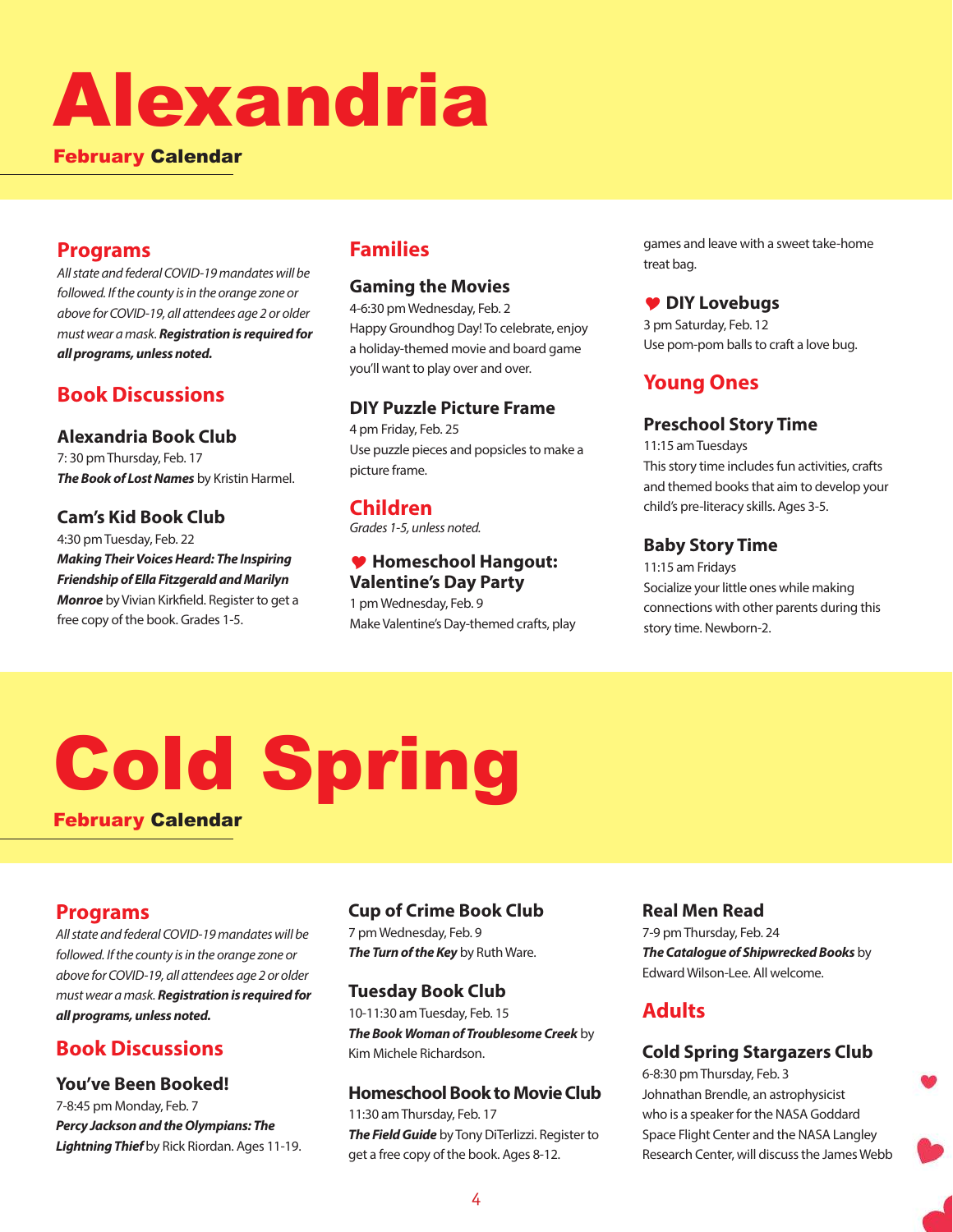# Alexandria

**February Calendar**

## Programs

*All state and federal COVID-19 mandates will be followed. If the county is in the orange zone or above for COVID-19, all attendees age 2 or older must wear a mask.* ***Registration is required for all programs, unless noted.***

## Book Discussions

### Alexandria Book Club

7: 30 pm Thursday, Feb. 17

***The Book of Lost Names*** by Kristin Harmel.

### Cam's Kid Book Club

4:30 pm Tuesday, Feb. 22

***Making Their Voices Heard: The Inspiring Friendship of Ella Fitzgerald and Marilyn Monroe*** by Vivian Kirkfield. Register to get a free copy of the book. Grades 1-5.

## Families

### Gaming the Movies

4-6:30 pm Wednesday, Feb. 2

Happy Groundhog Day! To celebrate, enjoy a holiday-themed movie and board game you'll want to play over and over.

### DIY Puzzle Picture Frame

4 pm Friday, Feb. 25

Use puzzle pieces and popsicles to make a picture frame.

## Children

*Grades 1-5, unless noted.*

### ♥ Homeschool Hangout: Valentine's Day Party

1 pm Wednesday, Feb. 9

Make Valentine's Day-themed crafts, play games and leave with a sweet take-home treat bag.

### ♥ DIY Lovebugs

3 pm Saturday, Feb. 12

Use pom-pom balls to craft a love bug.

## Young Ones

### Preschool Story Time

11:15 am Tuesdays

This story time includes fun activities, crafts and themed books that aim to develop your child's pre-literacy skills. Ages 3-5.

### Baby Story Time

11:15 am Fridays

Socialize your little ones while making connections with other parents during this story time. Newborn-2.

# Cold Spring

**February Calendar**

## Programs

*All state and federal COVID-19 mandates will be followed. If the county is in the orange zone or above for COVID-19, all attendees age 2 or older must wear a mask.* ***Registration is required for all programs, unless noted.***

## Book Discussions

### You've Been Booked!

7-8:45 pm Monday, Feb. 7

***Percy Jackson and the Olympians: The Lightning Thief*** by Rick Riordan. Ages 11-19.

### Cup of Crime Book Club

7 pm Wednesday, Feb. 9

***The Turn of the Key*** by Ruth Ware.

### Tuesday Book Club

10-11:30 am Tuesday, Feb. 15

***The Book Woman of Troublesome Creek*** by Kim Michele Richardson.

### Homeschool Book to Movie Club

11:30 am Thursday, Feb. 17

***The Field Guide*** by Tony DiTerlizzi. Register to get a free copy of the book. Ages 8-12.

### Real Men Read

7-9 pm Thursday, Feb. 24

***The Catalogue of Shipwrecked Books*** by Edward Wilson-Lee. All welcome.

## Adults

### Cold Spring Stargazers Club

6-8:30 pm Thursday, Feb. 3

Johnathan Brendle, an astrophysicist who is a speaker for the NASA Goddard Space Flight Center and the NASA Langley Research Center, will discuss the James Webb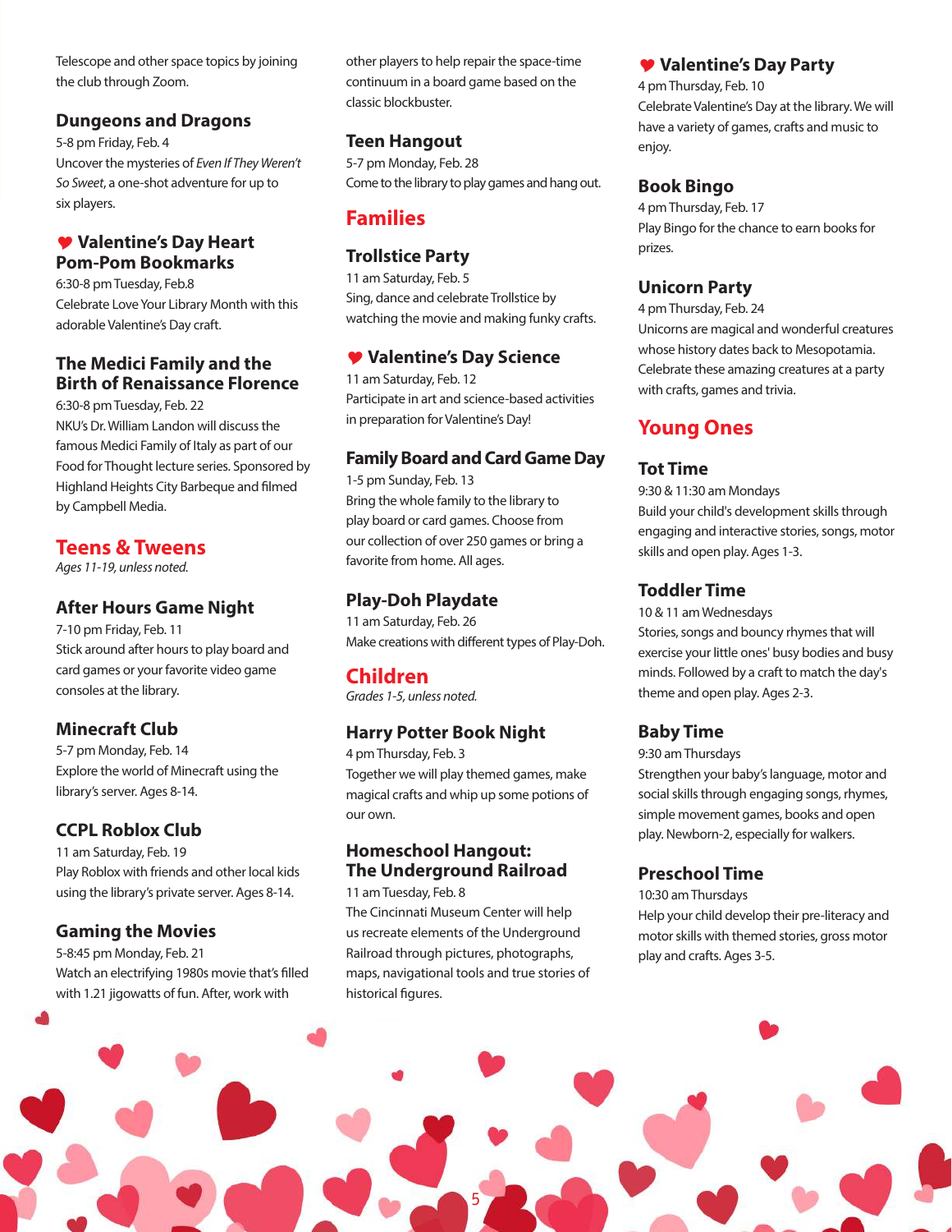Telescope and other space topics by joining the club through Zoom.

### Dungeons and Dragons

5-8 pm Friday, Feb. 4

Uncover the mysteries of *Even If They Weren't So Sweet*, a one-shot adventure for up to six players.

### ♥ Valentine's Day Heart Pom-Pom Bookmarks

6:30-8 pm Tuesday, Feb.8

Celebrate Love Your Library Month with this adorable Valentine's Day craft.

### The Medici Family and the Birth of Renaissance Florence

6:30-8 pm Tuesday, Feb. 22

NKU's Dr. William Landon will discuss the famous Medici Family of Italy as part of our Food for Thought lecture series. Sponsored by Highland Heights City Barbeque and filmed by Campbell Media.

## Teens & Tweens

*Ages 11-19, unless noted.*

### After Hours Game Night

7-10 pm Friday, Feb. 11

Stick around after hours to play board and card games or your favorite video game consoles at the library.

### Minecraft Club

5-7 pm Monday, Feb. 14

Explore the world of Minecraft using the library's server. Ages 8-14.

### CCPL Roblox Club

11 am Saturday, Feb. 19

Play Roblox with friends and other local kids using the library's private server. Ages 8-14.

### Gaming the Movies

5-8:45 pm Monday, Feb. 21

Watch an electrifying 1980s movie that's filled with 1.21 jigowatts of fun. After, work with other players to help repair the space-time continuum in a board game based on the classic blockbuster.

### Teen Hangout

5-7 pm Monday, Feb. 28

Come to the library to play games and hang out.

## Families

### Trollstice Party

11 am Saturday, Feb. 5

Sing, dance and celebrate Trollstice by watching the movie and making funky crafts.

### ♥ Valentine's Day Science

11 am Saturday, Feb. 12

Participate in art and science-based activities in preparation for Valentine's Day!

### Family Board and Card Game Day

1-5 pm Sunday, Feb. 13

Bring the whole family to the library to play board or card games. Choose from our collection of over 250 games or bring a favorite from home. All ages.

### Play-Doh Playdate

11 am Saturday, Feb. 26

Make creations with different types of Play-Doh.

## Children

*Grades 1-5, unless noted.*

### Harry Potter Book Night

4 pm Thursday, Feb. 3

Together we will play themed games, make magical crafts and whip up some potions of our own.

### Homeschool Hangout: The Underground Railroad

11 am Tuesday, Feb. 8

The Cincinnati Museum Center will help us recreate elements of the Underground Railroad through pictures, photographs, maps, navigational tools and true stories of historical figures.

### ♥ Valentine's Day Party

4 pm Thursday, Feb. 10

Celebrate Valentine's Day at the library. We will have a variety of games, crafts and music to enjoy.

### Book Bingo

4 pm Thursday, Feb. 17

Play Bingo for the chance to earn books for prizes.

### Unicorn Party

4 pm Thursday, Feb. 24

Unicorns are magical and wonderful creatures whose history dates back to Mesopotamia. Celebrate these amazing creatures at a party with crafts, games and trivia.

## Young Ones

### Tot Time

9:30 & 11:30 am Mondays

Build your child's development skills through engaging and interactive stories, songs, motor skills and open play. Ages 1-3.

### Toddler Time

10 & 11 am Wednesdays

Stories, songs and bouncy rhymes that will exercise your little ones' busy bodies and busy minds. Followed by a craft to match the day's theme and open play. Ages 2-3.

### Baby Time

9:30 am Thursdays

Strengthen your baby's language, motor and social skills through engaging songs, rhymes, simple movement games, books and open play. Newborn-2, especially for walkers.

### Preschool Time

10:30 am Thursdays

Help your child develop their pre-literacy and motor skills with themed stories, gross motor play and crafts. Ages 3-5.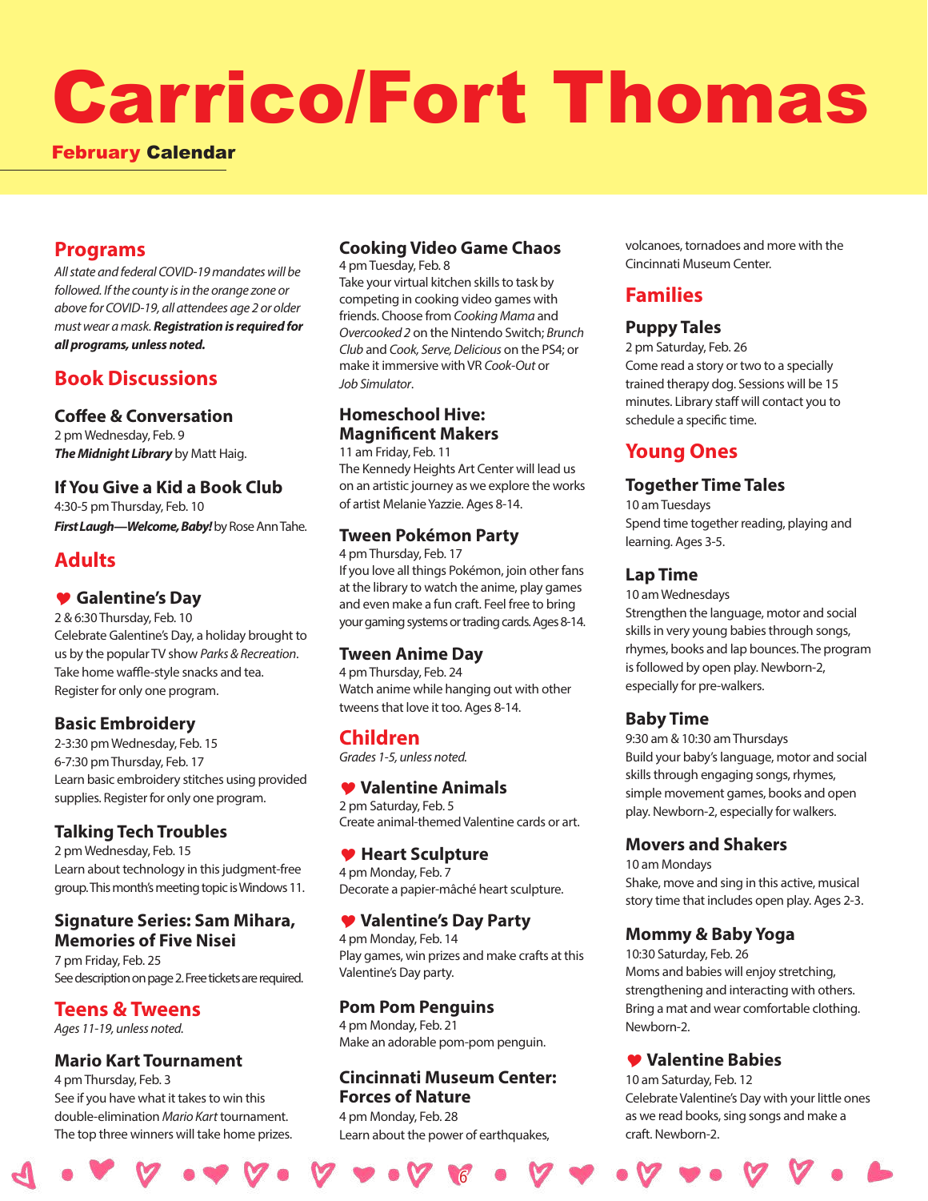# Carrico/Fort Thomas

**February Calendar**

## Programs

*All state and federal COVID-19 mandates will be followed. If the county is in the orange zone or above for COVID-19, all attendees age 2 or older must wear a mask.* ***Registration is required for all programs, unless noted.***

## Book Discussions

### Coffee & Conversation

2 pm Wednesday, Feb. 9

***The Midnight Library*** by Matt Haig.

### If You Give a Kid a Book Club

4:30-5 pm Thursday, Feb. 10

***First Laugh—Welcome, Baby!*** by Rose Ann Tahe.

## Adults

### ♥ Galentine's Day

2 & 6:30 Thursday, Feb. 10

Celebrate Galentine's Day, a holiday brought to us by the popular TV show *Parks & Recreation*. Take home waffle-style snacks and tea. Register for only one program.

### Basic Embroidery

2-3:30 pm Wednesday, Feb. 15

6-7:30 pm Thursday, Feb. 17

Learn basic embroidery stitches using provided supplies. Register for only one program.

### Talking Tech Troubles

2 pm Wednesday, Feb. 15

Learn about technology in this judgment-free group. This month's meeting topic is Windows 11.

### Signature Series: Sam Mihara, Memories of Five Nisei

7 pm Friday, Feb. 25

See description on page 2. Free tickets are required.

## Teens & Tweens

*Ages 11-19, unless noted.*

### Mario Kart Tournament

4 pm Thursday, Feb. 3

See if you have what it takes to win this double-elimination *Mario Kart* tournament. The top three winners will take home prizes.

### Cooking Video Game Chaos

4 pm Tuesday, Feb. 8

Take your virtual kitchen skills to task by competing in cooking video games with friends. Choose from *Cooking Mama* and *Overcooked 2* on the Nintendo Switch; *Brunch Club* and *Cook, Serve, Delicious* on the PS4; or make it immersive with VR *Cook-Out* or *Job Simulator*.

### Homeschool Hive: Magnificent Makers

11 am Friday, Feb. 11

The Kennedy Heights Art Center will lead us on an artistic journey as we explore the works of artist Melanie Yazzie. Ages 8-14.

### Tween Pokémon Party

4 pm Thursday, Feb. 17

If you love all things Pokémon, join other fans at the library to watch the anime, play games and even make a fun craft. Feel free to bring your gaming systems or trading cards. Ages 8-14.

### Tween Anime Day

4 pm Thursday, Feb. 24

Watch anime while hanging out with other tweens that love it too. Ages 8-14.

## Children

*Grades 1-5, unless noted.*

### ♥ Valentine Animals

2 pm Saturday, Feb. 5

Create animal-themed Valentine cards or art.

### ♥ Heart Sculpture

4 pm Monday, Feb. 7

Decorate a papier-mâché heart sculpture.

### ♥ Valentine's Day Party

4 pm Monday, Feb. 14

Play games, win prizes and make crafts at this Valentine's Day party.

### Pom Pom Penguins

4 pm Monday, Feb. 21

Make an adorable pom-pom penguin.

### Cincinnati Museum Center: Forces of Nature

4 pm Monday, Feb. 28

Learn about the power of earthquakes, volcanoes, tornadoes and more with the Cincinnati Museum Center.

## Families

### Puppy Tales

2 pm Saturday, Feb. 26

Come read a story or two to a specially trained therapy dog. Sessions will be 15 minutes. Library staff will contact you to schedule a specific time.

## Young Ones

### Together Time Tales

10 am Tuesdays

Spend time together reading, playing and learning. Ages 3-5.

### Lap Time

10 am Wednesdays

Strengthen the language, motor and social skills in very young babies through songs, rhymes, books and lap bounces. The program is followed by open play. Newborn-2, especially for pre-walkers.

### Baby Time

9:30 am & 10:30 am Thursdays

Build your baby's language, motor and social skills through engaging songs, rhymes, simple movement games, books and open play. Newborn-2, especially for walkers.

### Movers and Shakers

10 am Mondays

Shake, move and sing in this active, musical story time that includes open play. Ages 2-3.

### Mommy & Baby Yoga

10:30 Saturday, Feb. 26

Moms and babies will enjoy stretching, strengthening and interacting with others. Bring a mat and wear comfortable clothing. Newborn-2.

### ♥ Valentine Babies

10 am Saturday, Feb. 12

Celebrate Valentine's Day with your little ones as we read books, sing songs and make a craft. Newborn-2.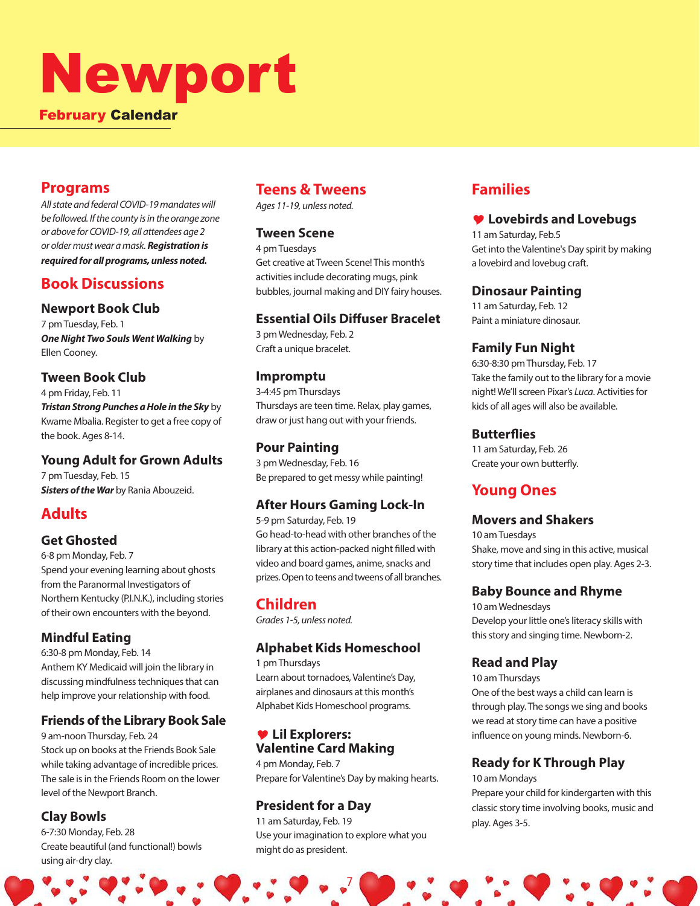# Newport

**February Calendar**

## Programs

*All state and federal COVID-19 mandates will be followed. If the county is in the orange zone or above for COVID-19, all attendees age 2 or older must wear a mask.* ***Registration is required for all programs, unless noted.***

## Book Discussions

### Newport Book Club

7 pm Tuesday, Feb. 1

***One Night Two Souls Went Walking*** by Ellen Cooney.

### Tween Book Club

4 pm Friday, Feb. 11

***Tristan Strong Punches a Hole in the Sky*** by Kwame Mbalia. Register to get a free copy of the book. Ages 8-14.

### Young Adult for Grown Adults

7 pm Tuesday, Feb. 15

***Sisters of the War*** by Rania Abouzeid.

## Adults

### Get Ghosted

6-8 pm Monday, Feb. 7

Spend your evening learning about ghosts from the Paranormal Investigators of Northern Kentucky (P.I.N.K.), including stories of their own encounters with the beyond.

### Mindful Eating

6:30-8 pm Monday, Feb. 14

Anthem KY Medicaid will join the library in discussing mindfulness techniques that can help improve your relationship with food.

### Friends of the Library Book Sale

9 am-noon Thursday, Feb. 24

Stock up on books at the Friends Book Sale while taking advantage of incredible prices. The sale is in the Friends Room on the lower level of the Newport Branch.

### Clay Bowls

6-7:30 Monday, Feb. 28

Create beautiful (and functional!) bowls using air-dry clay.

## Teens & Tweens

*Ages 11-19, unless noted.*

### Tween Scene

4 pm Tuesdays

Get creative at Tween Scene! This month's activities include decorating mugs, pink bubbles, journal making and DIY fairy houses.

### Essential Oils Diffuser Bracelet

3 pm Wednesday, Feb. 2

Craft a unique bracelet.

### Impromptu

3-4:45 pm Thursdays

Thursdays are teen time. Relax, play games, draw or just hang out with your friends.

### Pour Painting

3 pm Wednesday, Feb. 16

Be prepared to get messy while painting!

### After Hours Gaming Lock-In

5-9 pm Saturday, Feb. 19

Go head-to-head with other branches of the library at this action-packed night filled with video and board games, anime, snacks and prizes. Open to teens and tweens of all branches.

## Children

*Grades 1-5, unless noted.*

### Alphabet Kids Homeschool

1 pm Thursdays

Learn about tornadoes, Valentine's Day, airplanes and dinosaurs at this month's Alphabet Kids Homeschool programs.

### ♥ Lil Explorers: Valentine Card Making

4 pm Monday, Feb. 7

Prepare for Valentine's Day by making hearts.

### President for a Day

11 am Saturday, Feb. 19

Use your imagination to explore what you might do as president.

## Families

### ♥ Lovebirds and Lovebugs

11 am Saturday, Feb.5

Get into the Valentine's Day spirit by making a lovebird and lovebug craft.

### Dinosaur Painting

11 am Saturday, Feb. 12

Paint a miniature dinosaur.

### Family Fun Night

6:30-8:30 pm Thursday, Feb. 17

Take the family out to the library for a movie night! We'll screen Pixar's *Luca*. Activities for kids of all ages will also be available.

### Butterflies

11 am Saturday, Feb. 26

Create your own butterfly.

## Young Ones

### Movers and Shakers

10 am Tuesdays

Shake, move and sing in this active, musical story time that includes open play. Ages 2-3.

### Baby Bounce and Rhyme

10 am Wednesdays

Develop your little one's literacy skills with this story and singing time. Newborn-2.

### Read and Play

10 am Thursdays

One of the best ways a child can learn is through play. The songs we sing and books we read at story time can have a positive influence on young minds. Newborn-6.

### Ready for K Through Play

10 am Mondays

Prepare your child for kindergarten with this classic story time involving books, music and play. Ages 3-5.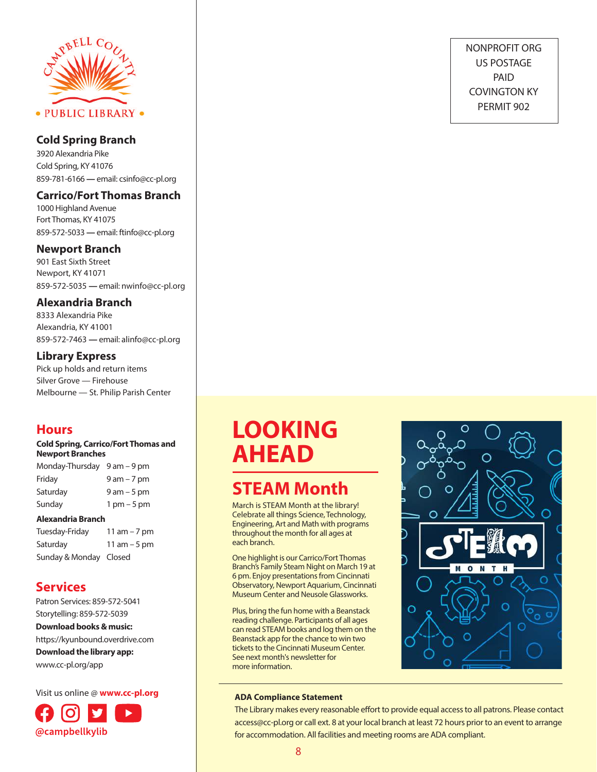CAMPBELL COUNTY PUBLIC LIBRARY

NONPROFIT ORG
US POSTAGE
PAID
COVINGTON KY
PERMIT 902

### Cold Spring Branch
3920 Alexandria Pike
Cold Spring, KY 41076
859-781-6166 — email: csinfo@cc-pl.org

### Carrico/Fort Thomas Branch
1000 Highland Avenue
Fort Thomas, KY 41075
859-572-5033 — email: ftinfo@cc-pl.org

### Newport Branch
901 East Sixth Street
Newport, KY 41071
859-572-5035 — email: nwinfo@cc-pl.org

### Alexandria Branch
8333 Alexandria Pike
Alexandria, KY 41001
859-572-7463 — email: alinfo@cc-pl.org

### Library Express
Pick up holds and return items
Silver Grove — Firehouse
Melbourne — St. Philip Parish Center

## Hours

**Cold Spring, Carrico/Fort Thomas and Newport Branches**

| | |
|---|---|
| Monday-Thursday | 9 am – 9 pm |
| Friday | 9 am – 7 pm |
| Saturday | 9 am – 5 pm |
| Sunday | 1 pm – 5 pm |

**Alexandria Branch**

| | |
|---|---|
| Tuesday-Friday | 11 am – 7 pm |
| Saturday | 11 am – 5 pm |
| Sunday & Monday | Closed |

## Services

Patron Services: 859-572-5041
Storytelling: 859-572-5039
**Download books & music:**
https://kyunbound.overdrive.com
**Download the library app:**
www.cc-pl.org/app

Visit us online @ **www.cc-pl.org**

**@campbellkylib**

# LOOKING AHEAD

## STEAM Month

March is STEAM Month at the library! Celebrate all things Science, Technology, Engineering, Art and Math with programs throughout the month for all ages at each branch.

One highlight is our Carrico/Fort Thomas Branch's Family Steam Night on March 19 at 6 pm. Enjoy presentations from Cincinnati Observatory, Newport Aquarium, Cincinnati Museum Center and Neusole Glassworks.

Plus, bring the fun home with a Beanstack reading challenge. Participants of all ages can read STEAM books and log them on the Beanstack app for the chance to win two tickets to the Cincinnati Museum Center. See next month's newsletter for more information.

STEAM MONTH

**ADA Compliance Statement**

The Library makes every reasonable effort to provide equal access to all patrons. Please contact access@cc-pl.org or call ext. 8 at your local branch at least 72 hours prior to an event to arrange for accommodation. All facilities and meeting rooms are ADA compliant.